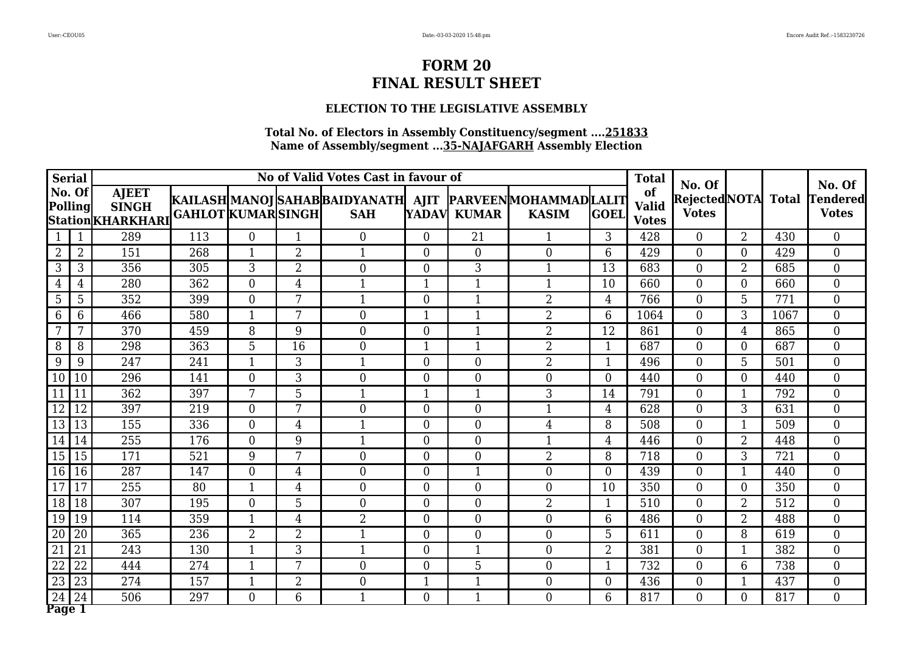# FORM 20
# FINAL RESULT SHEET

### ELECTION TO THE LEGISLATIVE ASSEMBLY

**Total No. of Electors in Assembly Constituency/segment ....251833**
**Name of Assembly/segment ...35-NAJAFGARH Assembly Election**

| Serial | No. Of Polling Station | AJEET SINGH KHARKHARI | KAILASH GAHLOT | MANOJ KUMAR | SAHAB SINGH | BAIDYANATH SAH | AJIT YADAV | PARVEEN KUMAR | MOHAMMAD KASIM | LALIT GOEL | Total of Valid Votes | No. Of Rejected Votes | NOTA | Total | No. Of Tendered Votes |
|---|---|---|---|---|---|---|---|---|---|---|---|---|---|---|---|
| 1 | 1 | 289 | 113 | 0 | 1 | 0 | 0 | 21 | 1 | 3 | 428 | 0 | 2 | 430 | 0 |
| 2 | 2 | 151 | 268 | 1 | 2 | 1 | 0 | 0 | 0 | 6 | 429 | 0 | 0 | 429 | 0 |
| 3 | 3 | 356 | 305 | 3 | 2 | 0 | 0 | 3 | 1 | 13 | 683 | 0 | 2 | 685 | 0 |
| 4 | 4 | 280 | 362 | 0 | 4 | 1 | 1 | 1 | 1 | 10 | 660 | 0 | 0 | 660 | 0 |
| 5 | 5 | 352 | 399 | 0 | 7 | 1 | 0 | 1 | 2 | 4 | 766 | 0 | 5 | 771 | 0 |
| 6 | 6 | 466 | 580 | 1 | 7 | 0 | 1 | 1 | 2 | 6 | 1064 | 0 | 3 | 1067 | 0 |
| 7 | 7 | 370 | 459 | 8 | 9 | 0 | 0 | 1 | 2 | 12 | 861 | 0 | 4 | 865 | 0 |
| 8 | 8 | 298 | 363 | 5 | 16 | 0 | 1 | 1 | 2 | 1 | 687 | 0 | 0 | 687 | 0 |
| 9 | 9 | 247 | 241 | 1 | 3 | 1 | 0 | 0 | 2 | 1 | 496 | 0 | 5 | 501 | 0 |
| 10 | 10 | 296 | 141 | 0 | 3 | 0 | 0 | 0 | 0 | 0 | 440 | 0 | 0 | 440 | 0 |
| 11 | 11 | 362 | 397 | 7 | 5 | 1 | 1 | 1 | 3 | 14 | 791 | 0 | 1 | 792 | 0 |
| 12 | 12 | 397 | 219 | 0 | 7 | 0 | 0 | 0 | 1 | 4 | 628 | 0 | 3 | 631 | 0 |
| 13 | 13 | 155 | 336 | 0 | 4 | 1 | 0 | 0 | 4 | 8 | 508 | 0 | 1 | 509 | 0 |
| 14 | 14 | 255 | 176 | 0 | 9 | 1 | 0 | 0 | 1 | 4 | 446 | 0 | 2 | 448 | 0 |
| 15 | 15 | 171 | 521 | 9 | 7 | 0 | 0 | 0 | 2 | 8 | 718 | 0 | 3 | 721 | 0 |
| 16 | 16 | 287 | 147 | 0 | 4 | 0 | 0 | 1 | 0 | 0 | 439 | 0 | 1 | 440 | 0 |
| 17 | 17 | 255 | 80 | 1 | 4 | 0 | 0 | 0 | 0 | 10 | 350 | 0 | 0 | 350 | 0 |
| 18 | 18 | 307 | 195 | 0 | 5 | 0 | 0 | 0 | 2 | 1 | 510 | 0 | 2 | 512 | 0 |
| 19 | 19 | 114 | 359 | 1 | 4 | 2 | 0 | 0 | 0 | 6 | 486 | 0 | 2 | 488 | 0 |
| 20 | 20 | 365 | 236 | 2 | 2 | 1 | 0 | 0 | 0 | 5 | 611 | 0 | 8 | 619 | 0 |
| 21 | 21 | 243 | 130 | 1 | 3 | 1 | 0 | 1 | 0 | 2 | 381 | 0 | 1 | 382 | 0 |
| 22 | 22 | 444 | 274 | 1 | 7 | 0 | 0 | 5 | 0 | 1 | 732 | 0 | 6 | 738 | 0 |
| 23 | 23 | 274 | 157 | 1 | 2 | 0 | 1 | 1 | 0 | 0 | 436 | 0 | 1 | 437 | 0 |
| 24 | 24 | 506 | 297 | 0 | 6 | 1 | 0 | 1 | 0 | 6 | 817 | 0 | 0 | 817 | 0 |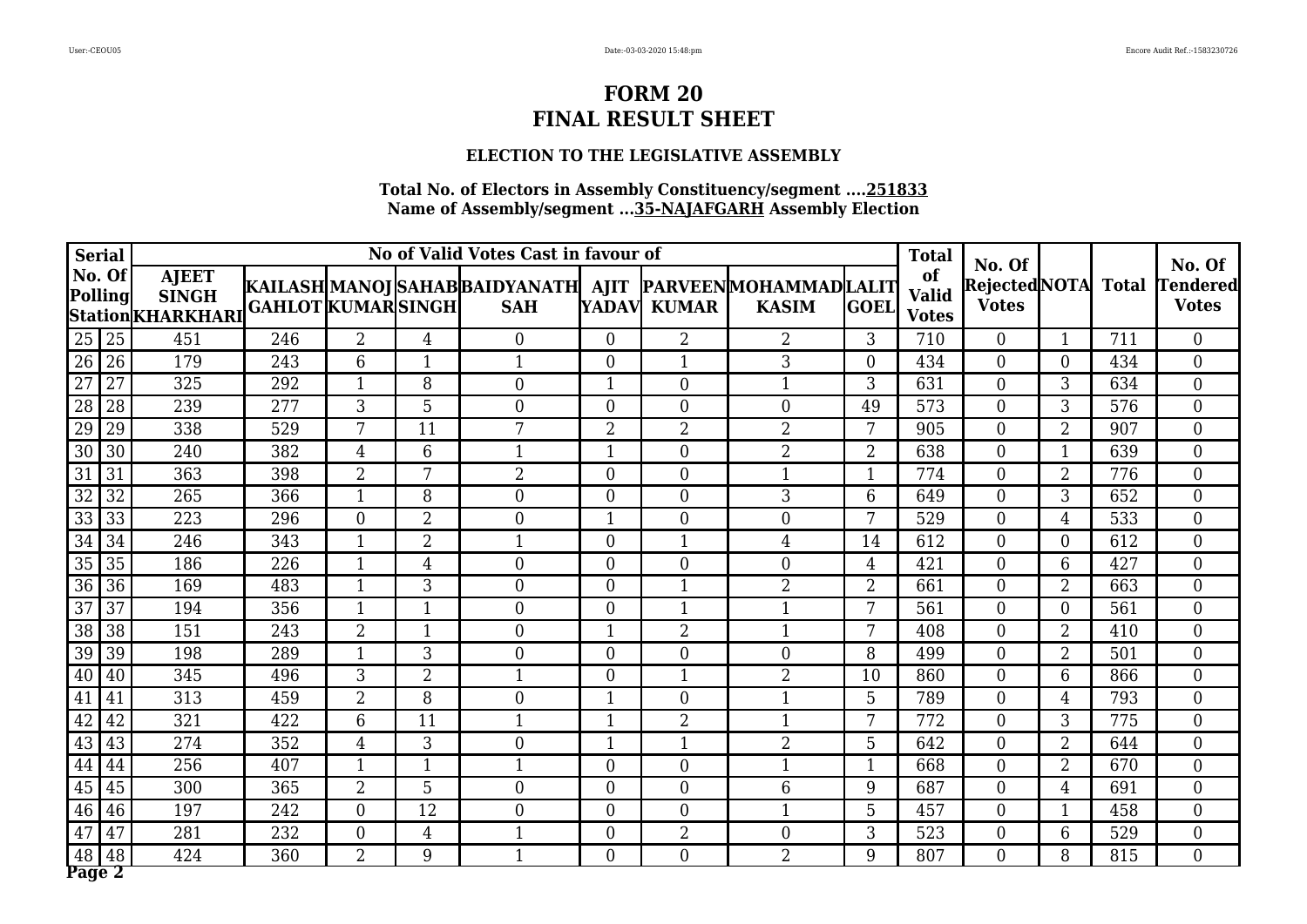# FORM 20
# FINAL RESULT SHEET

### ELECTION TO THE LEGISLATIVE ASSEMBLY

**Total No. of Electors in Assembly Constituency/segment ....251833**
**Name of Assembly/segment ...35-NAJAFGARH Assembly Election**

| Serial | No. Of Polling Station | No of Valid Votes Cast in favour of | | | | | | | | | Total of Valid Votes | No. Of Rejected Votes | NOTA | Total | No. Of Tendered Votes |
|---|---|---|---|---|---|---|---|---|---|---|---|---|---|---|---|
| | | AJEET SINGH KHARKHARI | KAILASH GAHLOT | MANOJ KUMAR | SAHAB SINGH | BAIDYANATH SAH | AJIT YADAV | PARVEEN KUMAR | MOHAMMAD KASIM | LALIT GOEL | | | | | |
| 25 | 25 | 451 | 246 | 2 | 4 | 0 | 0 | 2 | 2 | 3 | 710 | 0 | 1 | 711 | 0 |
| 26 | 26 | 179 | 243 | 6 | 1 | 1 | 0 | 1 | 3 | 0 | 434 | 0 | 0 | 434 | 0 |
| 27 | 27 | 325 | 292 | 1 | 8 | 0 | 1 | 0 | 1 | 3 | 631 | 0 | 3 | 634 | 0 |
| 28 | 28 | 239 | 277 | 3 | 5 | 0 | 0 | 0 | 0 | 49 | 573 | 0 | 3 | 576 | 0 |
| 29 | 29 | 338 | 529 | 7 | 11 | 7 | 2 | 2 | 2 | 7 | 905 | 0 | 2 | 907 | 0 |
| 30 | 30 | 240 | 382 | 4 | 6 | 1 | 1 | 0 | 2 | 2 | 638 | 0 | 1 | 639 | 0 |
| 31 | 31 | 363 | 398 | 2 | 7 | 2 | 0 | 0 | 1 | 1 | 774 | 0 | 2 | 776 | 0 |
| 32 | 32 | 265 | 366 | 1 | 8 | 0 | 0 | 0 | 3 | 6 | 649 | 0 | 3 | 652 | 0 |
| 33 | 33 | 223 | 296 | 0 | 2 | 0 | 1 | 0 | 0 | 7 | 529 | 0 | 4 | 533 | 0 |
| 34 | 34 | 246 | 343 | 1 | 2 | 1 | 0 | 1 | 4 | 14 | 612 | 0 | 0 | 612 | 0 |
| 35 | 35 | 186 | 226 | 1 | 4 | 0 | 0 | 0 | 0 | 4 | 421 | 0 | 6 | 427 | 0 |
| 36 | 36 | 169 | 483 | 1 | 3 | 0 | 0 | 1 | 2 | 2 | 661 | 0 | 2 | 663 | 0 |
| 37 | 37 | 194 | 356 | 1 | 1 | 0 | 0 | 1 | 1 | 7 | 561 | 0 | 0 | 561 | 0 |
| 38 | 38 | 151 | 243 | 2 | 1 | 0 | 1 | 2 | 1 | 7 | 408 | 0 | 2 | 410 | 0 |
| 39 | 39 | 198 | 289 | 1 | 3 | 0 | 0 | 0 | 0 | 8 | 499 | 0 | 2 | 501 | 0 |
| 40 | 40 | 345 | 496 | 3 | 2 | 1 | 0 | 1 | 2 | 10 | 860 | 0 | 6 | 866 | 0 |
| 41 | 41 | 313 | 459 | 2 | 8 | 0 | 1 | 0 | 1 | 5 | 789 | 0 | 4 | 793 | 0 |
| 42 | 42 | 321 | 422 | 6 | 11 | 1 | 1 | 2 | 1 | 7 | 772 | 0 | 3 | 775 | 0 |
| 43 | 43 | 274 | 352 | 4 | 3 | 0 | 1 | 1 | 2 | 5 | 642 | 0 | 2 | 644 | 0 |
| 44 | 44 | 256 | 407 | 1 | 1 | 1 | 0 | 0 | 1 | 1 | 668 | 0 | 2 | 670 | 0 |
| 45 | 45 | 300 | 365 | 2 | 5 | 0 | 0 | 0 | 6 | 9 | 687 | 0 | 4 | 691 | 0 |
| 46 | 46 | 197 | 242 | 0 | 12 | 0 | 0 | 0 | 1 | 5 | 457 | 0 | 1 | 458 | 0 |
| 47 | 47 | 281 | 232 | 0 | 4 | 1 | 0 | 2 | 0 | 3 | 523 | 0 | 6 | 529 | 0 |
| 48 | 48 | 424 | 360 | 2 | 9 | 1 | 0 | 0 | 2 | 9 | 807 | 0 | 8 | 815 | 0 |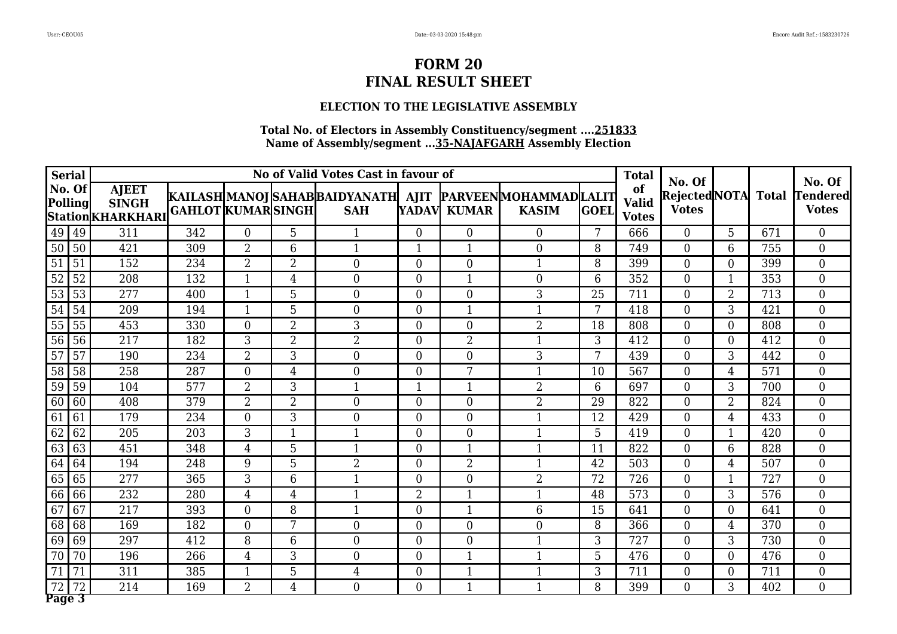# FORM 20
# FINAL RESULT SHEET

### ELECTION TO THE LEGISLATIVE ASSEMBLY

**Total No. of Electors in Assembly Constituency/segment ....251833**
**Name of Assembly/segment ...35-NAJAFGARH Assembly Election**

| Serial No. Of Polling Station | | No of Valid Votes Cast in favour of | | | | | | | | | Total of Valid Votes | No. Of Rejected Votes | NOTA | Total | No. Of Tendered Votes |
|---|---|---|---|---|---|---|---|---|---|---|---|---|---|---|---|
| | | AJEET SINGH KHARKHARI | KAILASH GAHLOT | MANOJ KUMAR | SAHAB SINGH | BAIDYANATH SAH | AJIT YADAV | PARVEEN KUMAR | MOHAMMAD KASIM | LALIT GOEL | | | | | |
| 49 | 49 | 311 | 342 | 0 | 5 | 1 | 0 | 0 | 0 | 7 | 666 | 0 | 5 | 671 | 0 |
| 50 | 50 | 421 | 309 | 2 | 6 | 1 | 1 | 1 | 0 | 8 | 749 | 0 | 6 | 755 | 0 |
| 51 | 51 | 152 | 234 | 2 | 2 | 0 | 0 | 0 | 1 | 8 | 399 | 0 | 0 | 399 | 0 |
| 52 | 52 | 208 | 132 | 1 | 4 | 0 | 0 | 1 | 0 | 6 | 352 | 0 | 1 | 353 | 0 |
| 53 | 53 | 277 | 400 | 1 | 5 | 0 | 0 | 0 | 3 | 25 | 711 | 0 | 2 | 713 | 0 |
| 54 | 54 | 209 | 194 | 1 | 5 | 0 | 0 | 1 | 1 | 7 | 418 | 0 | 3 | 421 | 0 |
| 55 | 55 | 453 | 330 | 0 | 2 | 3 | 0 | 0 | 2 | 18 | 808 | 0 | 0 | 808 | 0 |
| 56 | 56 | 217 | 182 | 3 | 2 | 2 | 0 | 2 | 1 | 3 | 412 | 0 | 0 | 412 | 0 |
| 57 | 57 | 190 | 234 | 2 | 3 | 0 | 0 | 0 | 3 | 7 | 439 | 0 | 3 | 442 | 0 |
| 58 | 58 | 258 | 287 | 0 | 4 | 0 | 0 | 7 | 1 | 10 | 567 | 0 | 4 | 571 | 0 |
| 59 | 59 | 104 | 577 | 2 | 3 | 1 | 1 | 1 | 2 | 6 | 697 | 0 | 3 | 700 | 0 |
| 60 | 60 | 408 | 379 | 2 | 2 | 0 | 0 | 0 | 2 | 29 | 822 | 0 | 2 | 824 | 0 |
| 61 | 61 | 179 | 234 | 0 | 3 | 0 | 0 | 0 | 1 | 12 | 429 | 0 | 4 | 433 | 0 |
| 62 | 62 | 205 | 203 | 3 | 1 | 1 | 0 | 0 | 1 | 5 | 419 | 0 | 1 | 420 | 0 |
| 63 | 63 | 451 | 348 | 4 | 5 | 1 | 0 | 1 | 1 | 11 | 822 | 0 | 6 | 828 | 0 |
| 64 | 64 | 194 | 248 | 9 | 5 | 2 | 0 | 2 | 1 | 42 | 503 | 0 | 4 | 507 | 0 |
| 65 | 65 | 277 | 365 | 3 | 6 | 1 | 0 | 0 | 2 | 72 | 726 | 0 | 1 | 727 | 0 |
| 66 | 66 | 232 | 280 | 4 | 4 | 1 | 2 | 1 | 1 | 48 | 573 | 0 | 3 | 576 | 0 |
| 67 | 67 | 217 | 393 | 0 | 8 | 1 | 0 | 1 | 6 | 15 | 641 | 0 | 0 | 641 | 0 |
| 68 | 68 | 169 | 182 | 0 | 7 | 0 | 0 | 0 | 0 | 8 | 366 | 0 | 4 | 370 | 0 |
| 69 | 69 | 297 | 412 | 8 | 6 | 0 | 0 | 0 | 1 | 3 | 727 | 0 | 3 | 730 | 0 |
| 70 | 70 | 196 | 266 | 4 | 3 | 0 | 0 | 1 | 1 | 5 | 476 | 0 | 0 | 476 | 0 |
| 71 | 71 | 311 | 385 | 1 | 5 | 4 | 0 | 1 | 1 | 3 | 711 | 0 | 0 | 711 | 0 |
| 72 | 72 | 214 | 169 | 2 | 4 | 0 | 0 | 1 | 1 | 8 | 399 | 0 | 3 | 402 | 0 |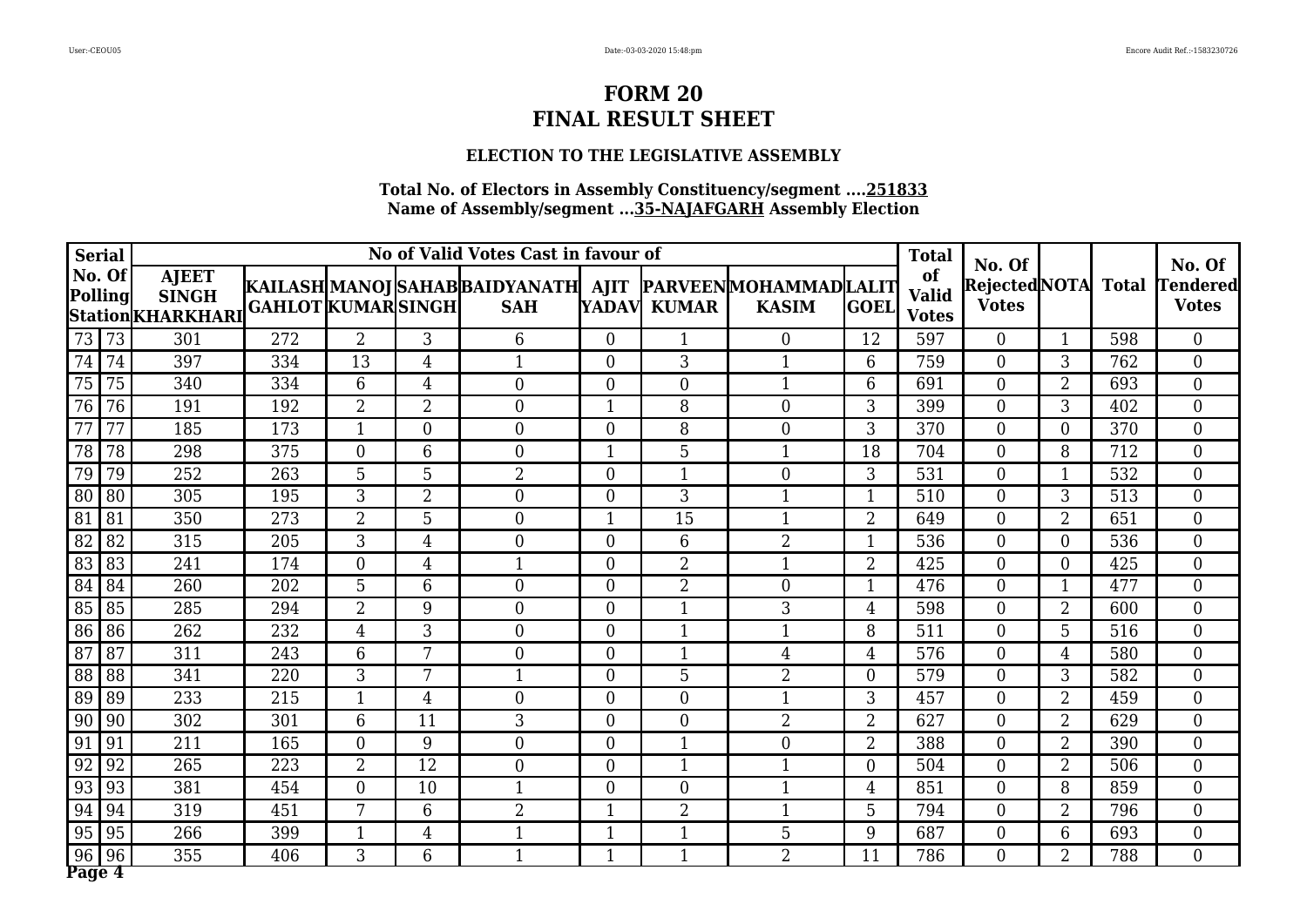# FORM 20
# FINAL RESULT SHEET

### ELECTION TO THE LEGISLATIVE ASSEMBLY

**Total No. of Electors in Assembly Constituency/segment ....251833**
**Name of Assembly/segment ...35-NAJAFGARH Assembly Election**

| Serial No. Of Polling Station | | No of Valid Votes Cast in favour of | | | | | | | | | Total of Valid Votes | No. Of Rejected Votes | NOTA | Total | No. Of Tendered Votes |
|---|---|---|---|---|---|---|---|---|---|---|---|---|---|---|---|
| | | AJEET SINGH KHARKHARI | KAILASH GAHLOT | MANOJ KUMAR | SAHAB SINGH | BAIDYANATH SAH | AJIT YADAV | PARVEEN KUMAR | MOHAMMAD KASIM | LALIT GOEL | | | | | |
| 73 | 73 | 301 | 272 | 2 | 3 | 6 | 0 | 1 | 0 | 12 | 597 | 0 | 1 | 598 | 0 |
| 74 | 74 | 397 | 334 | 13 | 4 | 1 | 0 | 3 | 1 | 6 | 759 | 0 | 3 | 762 | 0 |
| 75 | 75 | 340 | 334 | 6 | 4 | 0 | 0 | 0 | 1 | 6 | 691 | 0 | 2 | 693 | 0 |
| 76 | 76 | 191 | 192 | 2 | 2 | 0 | 1 | 8 | 0 | 3 | 399 | 0 | 3 | 402 | 0 |
| 77 | 77 | 185 | 173 | 1 | 0 | 0 | 0 | 8 | 0 | 3 | 370 | 0 | 0 | 370 | 0 |
| 78 | 78 | 298 | 375 | 0 | 6 | 0 | 1 | 5 | 1 | 18 | 704 | 0 | 8 | 712 | 0 |
| 79 | 79 | 252 | 263 | 5 | 5 | 2 | 0 | 1 | 0 | 3 | 531 | 0 | 1 | 532 | 0 |
| 80 | 80 | 305 | 195 | 3 | 2 | 0 | 0 | 3 | 1 | 1 | 510 | 0 | 3 | 513 | 0 |
| 81 | 81 | 350 | 273 | 2 | 5 | 0 | 1 | 15 | 1 | 2 | 649 | 0 | 2 | 651 | 0 |
| 82 | 82 | 315 | 205 | 3 | 4 | 0 | 0 | 6 | 2 | 1 | 536 | 0 | 0 | 536 | 0 |
| 83 | 83 | 241 | 174 | 0 | 4 | 1 | 0 | 2 | 1 | 2 | 425 | 0 | 0 | 425 | 0 |
| 84 | 84 | 260 | 202 | 5 | 6 | 0 | 0 | 2 | 0 | 1 | 476 | 0 | 1 | 477 | 0 |
| 85 | 85 | 285 | 294 | 2 | 9 | 0 | 0 | 1 | 3 | 4 | 598 | 0 | 2 | 600 | 0 |
| 86 | 86 | 262 | 232 | 4 | 3 | 0 | 0 | 1 | 1 | 8 | 511 | 0 | 5 | 516 | 0 |
| 87 | 87 | 311 | 243 | 6 | 7 | 0 | 0 | 1 | 4 | 4 | 576 | 0 | 4 | 580 | 0 |
| 88 | 88 | 341 | 220 | 3 | 7 | 1 | 0 | 5 | 2 | 0 | 579 | 0 | 3 | 582 | 0 |
| 89 | 89 | 233 | 215 | 1 | 4 | 0 | 0 | 0 | 1 | 3 | 457 | 0 | 2 | 459 | 0 |
| 90 | 90 | 302 | 301 | 6 | 11 | 3 | 0 | 0 | 2 | 2 | 627 | 0 | 2 | 629 | 0 |
| 91 | 91 | 211 | 165 | 0 | 9 | 0 | 0 | 1 | 0 | 2 | 388 | 0 | 2 | 390 | 0 |
| 92 | 92 | 265 | 223 | 2 | 12 | 0 | 0 | 1 | 1 | 0 | 504 | 0 | 2 | 506 | 0 |
| 93 | 93 | 381 | 454 | 0 | 10 | 1 | 0 | 0 | 1 | 4 | 851 | 0 | 8 | 859 | 0 |
| 94 | 94 | 319 | 451 | 7 | 6 | 2 | 1 | 2 | 1 | 5 | 794 | 0 | 2 | 796 | 0 |
| 95 | 95 | 266 | 399 | 1 | 4 | 1 | 1 | 1 | 5 | 9 | 687 | 0 | 6 | 693 | 0 |
| 96 | 96 | 355 | 406 | 3 | 6 | 1 | 1 | 1 | 2 | 11 | 786 | 0 | 2 | 788 | 0 |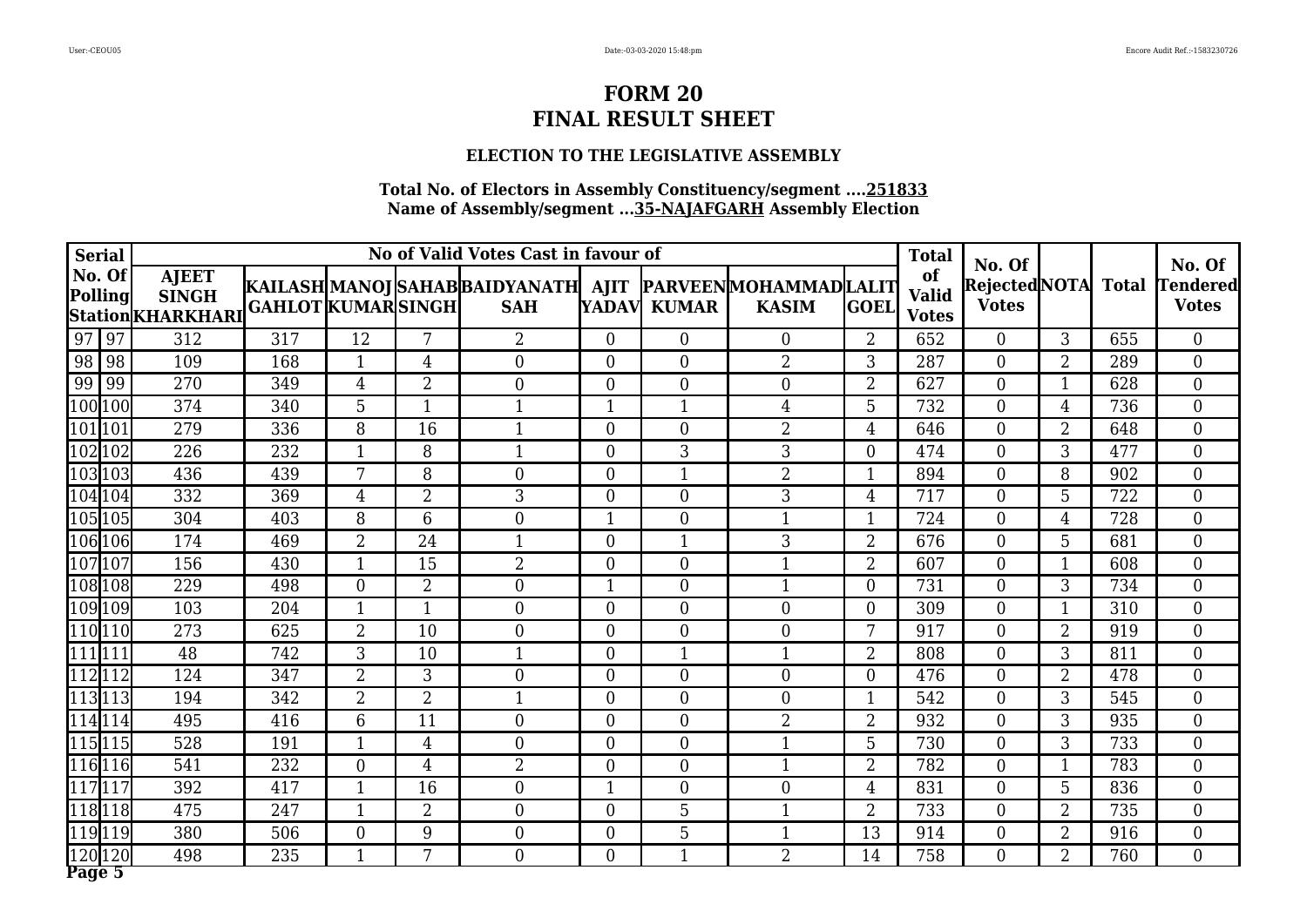# FORM 20
# FINAL RESULT SHEET

### ELECTION TO THE LEGISLATIVE ASSEMBLY

**Total No. of Electors in Assembly Constituency/segment ....251833**
**Name of Assembly/segment ...35-NAJAFGARH Assembly Election**

| Serial | No. Of Polling Station | No of Valid Votes Cast in favour of | | | | | | | | | Total of Valid Votes | No. Of Rejected Votes | NOTA | Total | No. Of Tendered Votes |
|---|---|---|---|---|---|---|---|---|---|---|---|---|---|---|---|
| | | AJEET SINGH KHARKHARI | KAILASH GAHLOT | MANOJ KUMAR | SAHAB SINGH | BAIDYANATH SAH | AJIT YADAV | PARVEEN KUMAR | MOHAMMAD KASIM | LALIT GOEL | | | | | |
| 97 | 97 | 312 | 317 | 12 | 7 | 2 | 0 | 0 | 0 | 2 | 652 | 0 | 3 | 655 | 0 |
| 98 | 98 | 109 | 168 | 1 | 4 | 0 | 0 | 0 | 2 | 3 | 287 | 0 | 2 | 289 | 0 |
| 99 | 99 | 270 | 349 | 4 | 2 | 0 | 0 | 0 | 0 | 2 | 627 | 0 | 1 | 628 | 0 |
| 100 | 100 | 374 | 340 | 5 | 1 | 1 | 1 | 1 | 4 | 5 | 732 | 0 | 4 | 736 | 0 |
| 101 | 101 | 279 | 336 | 8 | 16 | 1 | 0 | 0 | 2 | 4 | 646 | 0 | 2 | 648 | 0 |
| 102 | 102 | 226 | 232 | 1 | 8 | 1 | 0 | 3 | 3 | 0 | 474 | 0 | 3 | 477 | 0 |
| 103 | 103 | 436 | 439 | 7 | 8 | 0 | 0 | 1 | 2 | 1 | 894 | 0 | 8 | 902 | 0 |
| 104 | 104 | 332 | 369 | 4 | 2 | 3 | 0 | 0 | 3 | 4 | 717 | 0 | 5 | 722 | 0 |
| 105 | 105 | 304 | 403 | 8 | 6 | 0 | 1 | 0 | 1 | 1 | 724 | 0 | 4 | 728 | 0 |
| 106 | 106 | 174 | 469 | 2 | 24 | 1 | 0 | 1 | 3 | 2 | 676 | 0 | 5 | 681 | 0 |
| 107 | 107 | 156 | 430 | 1 | 15 | 2 | 0 | 0 | 1 | 2 | 607 | 0 | 1 | 608 | 0 |
| 108 | 108 | 229 | 498 | 0 | 2 | 0 | 1 | 0 | 1 | 0 | 731 | 0 | 3 | 734 | 0 |
| 109 | 109 | 103 | 204 | 1 | 1 | 0 | 0 | 0 | 0 | 0 | 309 | 0 | 1 | 310 | 0 |
| 110 | 110 | 273 | 625 | 2 | 10 | 0 | 0 | 0 | 0 | 7 | 917 | 0 | 2 | 919 | 0 |
| 111 | 111 | 48 | 742 | 3 | 10 | 1 | 0 | 1 | 1 | 2 | 808 | 0 | 3 | 811 | 0 |
| 112 | 112 | 124 | 347 | 2 | 3 | 0 | 0 | 0 | 0 | 0 | 476 | 0 | 2 | 478 | 0 |
| 113 | 113 | 194 | 342 | 2 | 2 | 1 | 0 | 0 | 0 | 1 | 542 | 0 | 3 | 545 | 0 |
| 114 | 114 | 495 | 416 | 6 | 11 | 0 | 0 | 0 | 2 | 2 | 932 | 0 | 3 | 935 | 0 |
| 115 | 115 | 528 | 191 | 1 | 4 | 0 | 0 | 0 | 1 | 5 | 730 | 0 | 3 | 733 | 0 |
| 116 | 116 | 541 | 232 | 0 | 4 | 2 | 0 | 0 | 1 | 2 | 782 | 0 | 1 | 783 | 0 |
| 117 | 117 | 392 | 417 | 1 | 16 | 0 | 1 | 0 | 0 | 4 | 831 | 0 | 5 | 836 | 0 |
| 118 | 118 | 475 | 247 | 1 | 2 | 0 | 0 | 5 | 1 | 2 | 733 | 0 | 2 | 735 | 0 |
| 119 | 119 | 380 | 506 | 0 | 9 | 0 | 0 | 5 | 1 | 13 | 914 | 0 | 2 | 916 | 0 |
| 120 | 120 | 498 | 235 | 1 | 7 | 0 | 0 | 1 | 2 | 14 | 758 | 0 | 2 | 760 | 0 |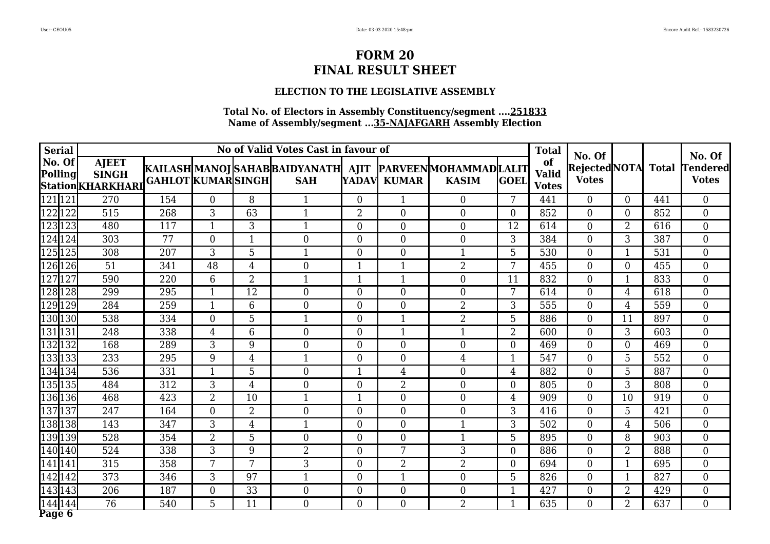# FORM 20
# FINAL RESULT SHEET

### ELECTION TO THE LEGISLATIVE ASSEMBLY

**Total No. of Electors in Assembly Constituency/segment ....251833**
**Name of Assembly/segment ...35-NAJAFGARH Assembly Election**

| Serial | No. Of Polling Station | No of Valid Votes Cast in favour of | | | | | | | | | Total of Valid Votes | No. Of Rejected Votes | NOTA | Total | No. Of Tendered Votes |
|---|---|---|---|---|---|---|---|---|---|---|---|---|---|---|---|
| | | AJEET SINGH KHARKHARI | KAILASH GAHLOT | MANOJ KUMAR | SAHAB SINGH | BAIDYANATH SAH | AJIT YADAV | PARVEEN KUMAR | MOHAMMAD KASIM | LALIT GOEL | | | | | |
| 121 | 121 | 270 | 154 | 0 | 8 | 1 | 0 | 1 | 0 | 7 | 441 | 0 | 0 | 441 | 0 |
| 122 | 122 | 515 | 268 | 3 | 63 | 1 | 2 | 0 | 0 | 0 | 852 | 0 | 0 | 852 | 0 |
| 123 | 123 | 480 | 117 | 1 | 3 | 1 | 0 | 0 | 0 | 12 | 614 | 0 | 2 | 616 | 0 |
| 124 | 124 | 303 | 77 | 0 | 1 | 0 | 0 | 0 | 0 | 3 | 384 | 0 | 3 | 387 | 0 |
| 125 | 125 | 308 | 207 | 3 | 5 | 1 | 0 | 0 | 1 | 5 | 530 | 0 | 1 | 531 | 0 |
| 126 | 126 | 51 | 341 | 48 | 4 | 0 | 1 | 1 | 2 | 7 | 455 | 0 | 0 | 455 | 0 |
| 127 | 127 | 590 | 220 | 6 | 2 | 1 | 1 | 1 | 0 | 11 | 832 | 0 | 1 | 833 | 0 |
| 128 | 128 | 299 | 295 | 1 | 12 | 0 | 0 | 0 | 0 | 7 | 614 | 0 | 4 | 618 | 0 |
| 129 | 129 | 284 | 259 | 1 | 6 | 0 | 0 | 0 | 2 | 3 | 555 | 0 | 4 | 559 | 0 |
| 130 | 130 | 538 | 334 | 0 | 5 | 1 | 0 | 1 | 2 | 5 | 886 | 0 | 11 | 897 | 0 |
| 131 | 131 | 248 | 338 | 4 | 6 | 0 | 0 | 1 | 1 | 2 | 600 | 0 | 3 | 603 | 0 |
| 132 | 132 | 168 | 289 | 3 | 9 | 0 | 0 | 0 | 0 | 0 | 469 | 0 | 0 | 469 | 0 |
| 133 | 133 | 233 | 295 | 9 | 4 | 1 | 0 | 0 | 4 | 1 | 547 | 0 | 5 | 552 | 0 |
| 134 | 134 | 536 | 331 | 1 | 5 | 0 | 1 | 4 | 0 | 4 | 882 | 0 | 5 | 887 | 0 |
| 135 | 135 | 484 | 312 | 3 | 4 | 0 | 0 | 2 | 0 | 0 | 805 | 0 | 3 | 808 | 0 |
| 136 | 136 | 468 | 423 | 2 | 10 | 1 | 1 | 0 | 0 | 4 | 909 | 0 | 10 | 919 | 0 |
| 137 | 137 | 247 | 164 | 0 | 2 | 0 | 0 | 0 | 0 | 3 | 416 | 0 | 5 | 421 | 0 |
| 138 | 138 | 143 | 347 | 3 | 4 | 1 | 0 | 0 | 1 | 3 | 502 | 0 | 4 | 506 | 0 |
| 139 | 139 | 528 | 354 | 2 | 5 | 0 | 0 | 0 | 1 | 5 | 895 | 0 | 8 | 903 | 0 |
| 140 | 140 | 524 | 338 | 3 | 9 | 2 | 0 | 7 | 3 | 0 | 886 | 0 | 2 | 888 | 0 |
| 141 | 141 | 315 | 358 | 7 | 7 | 3 | 0 | 2 | 2 | 0 | 694 | 0 | 1 | 695 | 0 |
| 142 | 142 | 373 | 346 | 3 | 97 | 1 | 0 | 1 | 0 | 5 | 826 | 0 | 1 | 827 | 0 |
| 143 | 143 | 206 | 187 | 0 | 33 | 0 | 0 | 0 | 0 | 1 | 427 | 0 | 2 | 429 | 0 |
| 144 | 144 | 76 | 540 | 5 | 11 | 0 | 0 | 0 | 2 | 1 | 635 | 0 | 2 | 637 | 0 |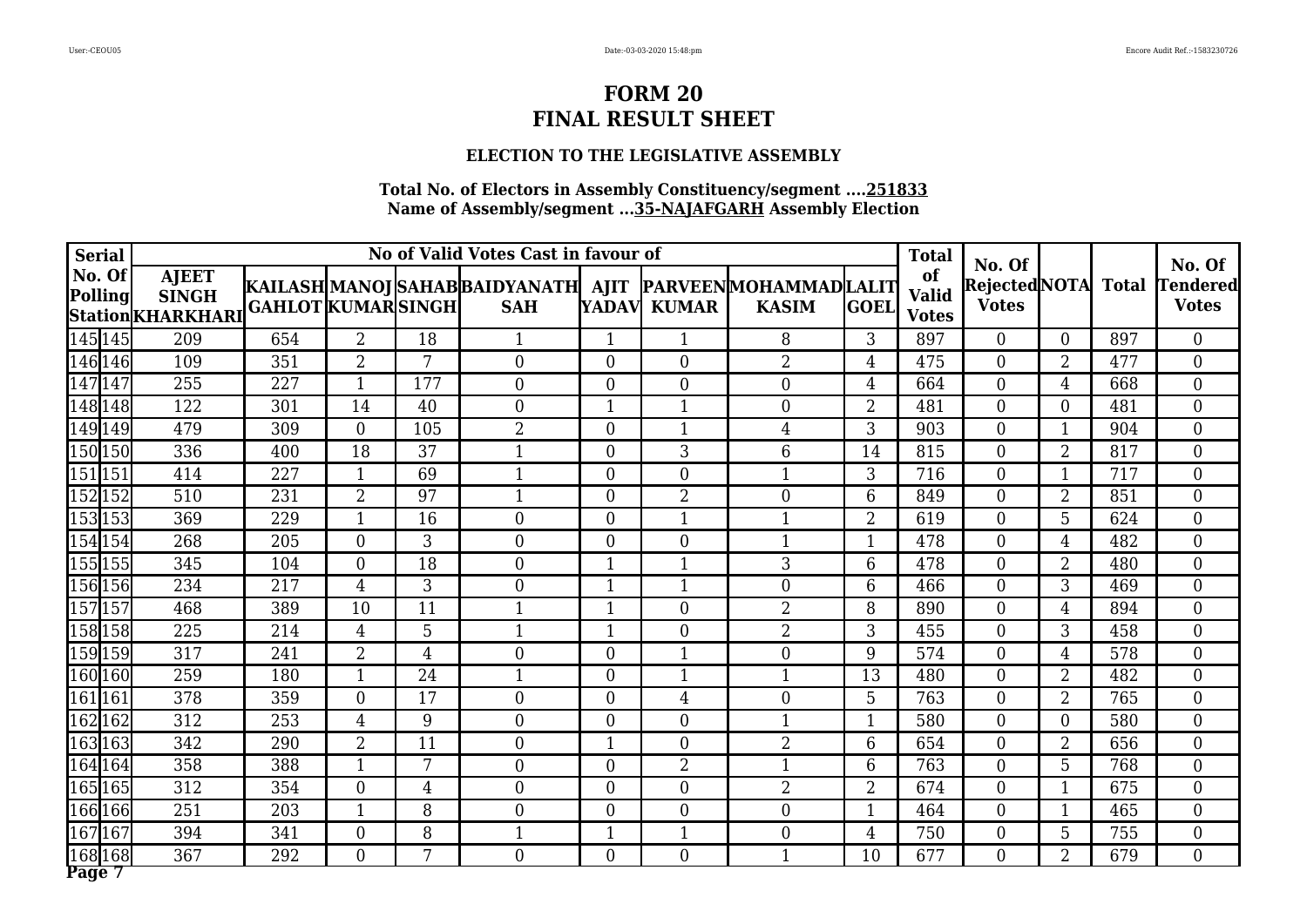# FORM 20
# FINAL RESULT SHEET

### ELECTION TO THE LEGISLATIVE ASSEMBLY

**Total No. of Electors in Assembly Constituency/segment ....251833**
**Name of Assembly/segment ...35-NAJAFGARH Assembly Election**

| Serial No. Of Polling Station | | No of Valid Votes Cast in favour of | | | | | | | | | Total of Valid Votes | No. Of Rejected Votes | NOTA | Total | No. Of Tendered Votes |
|---|---|---|---|---|---|---|---|---|---|---|---|---|---|---|---|
| | | AJEET SINGH KHARKHARI | KAILASH GAHLOT | MANOJ KUMAR | SAHAB SINGH | BAIDYANATH SAH | AJIT YADAV | PARVEEN KUMAR | MOHAMMAD KASIM | LALIT GOEL | | | | | |
| 145 | 145 | 209 | 654 | 2 | 18 | 1 | 1 | 1 | 8 | 3 | 897 | 0 | 0 | 897 | 0 |
| 146 | 146 | 109 | 351 | 2 | 7 | 0 | 0 | 0 | 2 | 4 | 475 | 0 | 2 | 477 | 0 |
| 147 | 147 | 255 | 227 | 1 | 177 | 0 | 0 | 0 | 0 | 4 | 664 | 0 | 4 | 668 | 0 |
| 148 | 148 | 122 | 301 | 14 | 40 | 0 | 1 | 1 | 0 | 2 | 481 | 0 | 0 | 481 | 0 |
| 149 | 149 | 479 | 309 | 0 | 105 | 2 | 0 | 1 | 4 | 3 | 903 | 0 | 1 | 904 | 0 |
| 150 | 150 | 336 | 400 | 18 | 37 | 1 | 0 | 3 | 6 | 14 | 815 | 0 | 2 | 817 | 0 |
| 151 | 151 | 414 | 227 | 1 | 69 | 1 | 0 | 0 | 1 | 3 | 716 | 0 | 1 | 717 | 0 |
| 152 | 152 | 510 | 231 | 2 | 97 | 1 | 0 | 2 | 0 | 6 | 849 | 0 | 2 | 851 | 0 |
| 153 | 153 | 369 | 229 | 1 | 16 | 0 | 0 | 1 | 1 | 2 | 619 | 0 | 5 | 624 | 0 |
| 154 | 154 | 268 | 205 | 0 | 3 | 0 | 0 | 0 | 1 | 1 | 478 | 0 | 4 | 482 | 0 |
| 155 | 155 | 345 | 104 | 0 | 18 | 0 | 1 | 1 | 3 | 6 | 478 | 0 | 2 | 480 | 0 |
| 156 | 156 | 234 | 217 | 4 | 3 | 0 | 1 | 1 | 0 | 6 | 466 | 0 | 3 | 469 | 0 |
| 157 | 157 | 468 | 389 | 10 | 11 | 1 | 1 | 0 | 2 | 8 | 890 | 0 | 4 | 894 | 0 |
| 158 | 158 | 225 | 214 | 4 | 5 | 1 | 1 | 0 | 2 | 3 | 455 | 0 | 3 | 458 | 0 |
| 159 | 159 | 317 | 241 | 2 | 4 | 0 | 0 | 1 | 0 | 9 | 574 | 0 | 4 | 578 | 0 |
| 160 | 160 | 259 | 180 | 1 | 24 | 1 | 0 | 1 | 1 | 13 | 480 | 0 | 2 | 482 | 0 |
| 161 | 161 | 378 | 359 | 0 | 17 | 0 | 0 | 4 | 0 | 5 | 763 | 0 | 2 | 765 | 0 |
| 162 | 162 | 312 | 253 | 4 | 9 | 0 | 0 | 0 | 1 | 1 | 580 | 0 | 0 | 580 | 0 |
| 163 | 163 | 342 | 290 | 2 | 11 | 0 | 1 | 0 | 2 | 6 | 654 | 0 | 2 | 656 | 0 |
| 164 | 164 | 358 | 388 | 1 | 7 | 0 | 0 | 2 | 1 | 6 | 763 | 0 | 5 | 768 | 0 |
| 165 | 165 | 312 | 354 | 0 | 4 | 0 | 0 | 0 | 2 | 2 | 674 | 0 | 1 | 675 | 0 |
| 166 | 166 | 251 | 203 | 1 | 8 | 0 | 0 | 0 | 0 | 1 | 464 | 0 | 1 | 465 | 0 |
| 167 | 167 | 394 | 341 | 0 | 8 | 1 | 1 | 1 | 0 | 4 | 750 | 0 | 5 | 755 | 0 |
| 168 | 168 | 367 | 292 | 0 | 7 | 0 | 0 | 0 | 1 | 10 | 677 | 0 | 2 | 679 | 0 |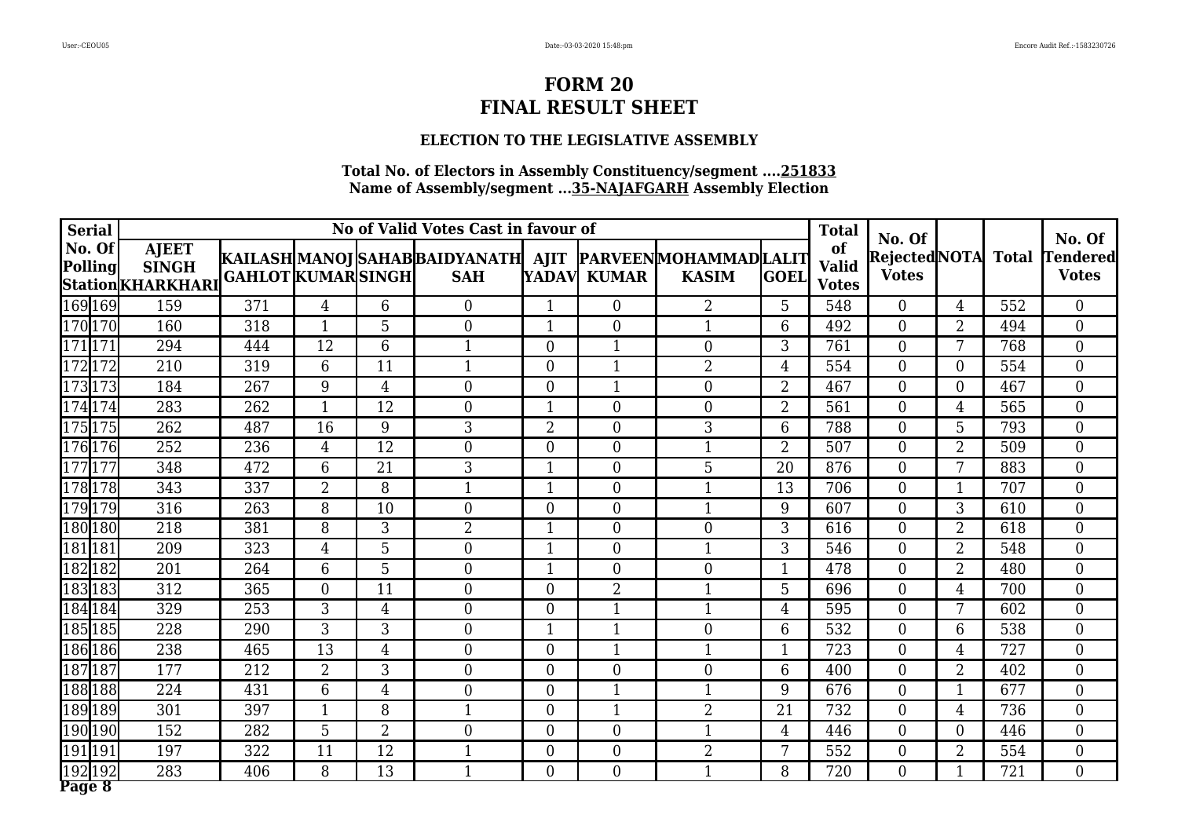# FORM 20
# FINAL RESULT SHEET

### ELECTION TO THE LEGISLATIVE ASSEMBLY

**Total No. of Electors in Assembly Constituency/segment ....251833**
**Name of Assembly/segment ...35-NAJAFGARH Assembly Election**

| Serial No. Of Polling Station | | No of Valid Votes Cast in favour of | | | | | | | | | Total of Valid Votes | No. Of Rejected Votes | NOTA | Total | No. Of Tendered Votes |
|---|---|---|---|---|---|---|---|---|---|---|---|---|---|---|---|
| | | AJEET SINGH KHARKHARI | KAILASH GAHLOT | MANOJ KUMAR | SAHAB SINGH | BAIDYANATH SAH | AJIT YADAV | PARVEEN KUMAR | MOHAMMAD KASIM | LALIT GOEL | | | | | |
| 169 | 169 | 159 | 371 | 4 | 6 | 0 | 1 | 0 | 2 | 5 | 548 | 0 | 4 | 552 | 0 |
| 170 | 170 | 160 | 318 | 1 | 5 | 0 | 1 | 0 | 1 | 6 | 492 | 0 | 2 | 494 | 0 |
| 171 | 171 | 294 | 444 | 12 | 6 | 1 | 0 | 1 | 0 | 3 | 761 | 0 | 7 | 768 | 0 |
| 172 | 172 | 210 | 319 | 6 | 11 | 1 | 0 | 1 | 2 | 4 | 554 | 0 | 0 | 554 | 0 |
| 173 | 173 | 184 | 267 | 9 | 4 | 0 | 0 | 1 | 0 | 2 | 467 | 0 | 0 | 467 | 0 |
| 174 | 174 | 283 | 262 | 1 | 12 | 0 | 1 | 0 | 0 | 2 | 561 | 0 | 4 | 565 | 0 |
| 175 | 175 | 262 | 487 | 16 | 9 | 3 | 2 | 0 | 3 | 6 | 788 | 0 | 5 | 793 | 0 |
| 176 | 176 | 252 | 236 | 4 | 12 | 0 | 0 | 0 | 1 | 2 | 507 | 0 | 2 | 509 | 0 |
| 177 | 177 | 348 | 472 | 6 | 21 | 3 | 1 | 0 | 5 | 20 | 876 | 0 | 7 | 883 | 0 |
| 178 | 178 | 343 | 337 | 2 | 8 | 1 | 1 | 0 | 1 | 13 | 706 | 0 | 1 | 707 | 0 |
| 179 | 179 | 316 | 263 | 8 | 10 | 0 | 0 | 0 | 1 | 9 | 607 | 0 | 3 | 610 | 0 |
| 180 | 180 | 218 | 381 | 8 | 3 | 2 | 1 | 0 | 0 | 3 | 616 | 0 | 2 | 618 | 0 |
| 181 | 181 | 209 | 323 | 4 | 5 | 0 | 1 | 0 | 1 | 3 | 546 | 0 | 2 | 548 | 0 |
| 182 | 182 | 201 | 264 | 6 | 5 | 0 | 1 | 0 | 0 | 1 | 478 | 0 | 2 | 480 | 0 |
| 183 | 183 | 312 | 365 | 0 | 11 | 0 | 0 | 2 | 1 | 5 | 696 | 0 | 4 | 700 | 0 |
| 184 | 184 | 329 | 253 | 3 | 4 | 0 | 0 | 1 | 1 | 4 | 595 | 0 | 7 | 602 | 0 |
| 185 | 185 | 228 | 290 | 3 | 3 | 0 | 1 | 1 | 0 | 6 | 532 | 0 | 6 | 538 | 0 |
| 186 | 186 | 238 | 465 | 13 | 4 | 0 | 0 | 1 | 1 | 1 | 723 | 0 | 4 | 727 | 0 |
| 187 | 187 | 177 | 212 | 2 | 3 | 0 | 0 | 0 | 0 | 6 | 400 | 0 | 2 | 402 | 0 |
| 188 | 188 | 224 | 431 | 6 | 4 | 0 | 0 | 1 | 1 | 9 | 676 | 0 | 1 | 677 | 0 |
| 189 | 189 | 301 | 397 | 1 | 8 | 1 | 0 | 1 | 2 | 21 | 732 | 0 | 4 | 736 | 0 |
| 190 | 190 | 152 | 282 | 5 | 2 | 0 | 0 | 0 | 1 | 4 | 446 | 0 | 0 | 446 | 0 |
| 191 | 191 | 197 | 322 | 11 | 12 | 1 | 0 | 0 | 2 | 7 | 552 | 0 | 2 | 554 | 0 |
| 192 | 192 | 283 | 406 | 8 | 13 | 1 | 0 | 0 | 1 | 8 | 720 | 0 | 1 | 721 | 0 |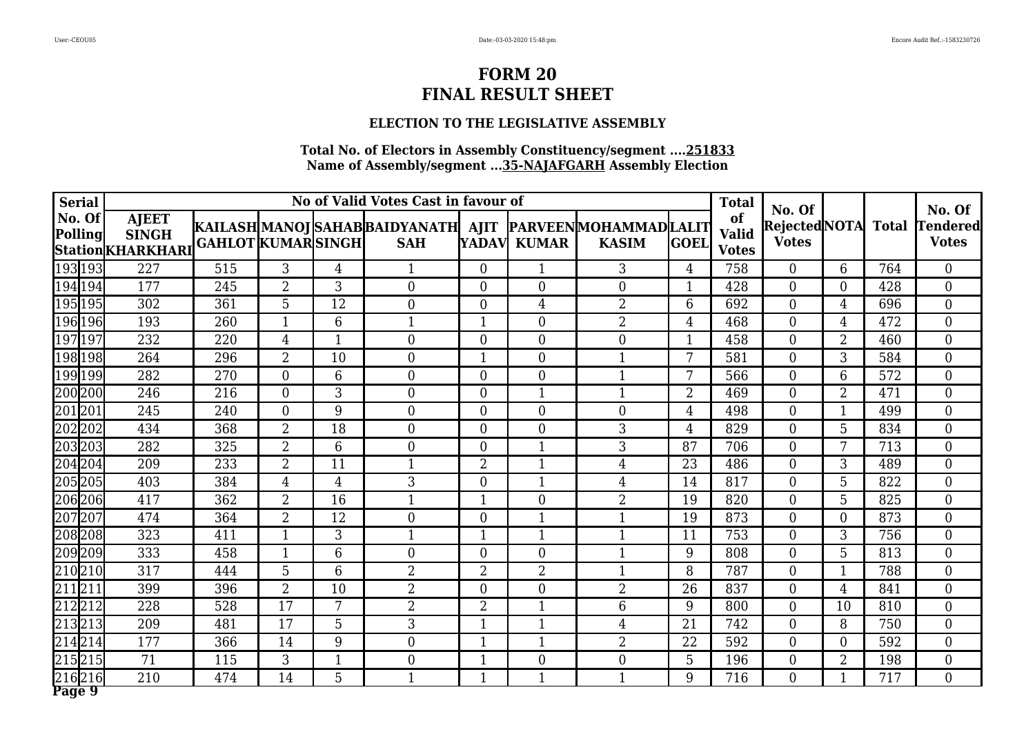# FORM 20
# FINAL RESULT SHEET

### ELECTION TO THE LEGISLATIVE ASSEMBLY

**Total No. of Electors in Assembly Constituency/segment ....251833**
**Name of Assembly/segment ...35-NAJAFGARH Assembly Election**

| Serial No. Of Polling Station | | No of Valid Votes Cast in favour of | | | | | | | | | Total of Valid Votes | No. Of Rejected Votes | NOTA | Total | No. Of Tendered Votes |
|---|---|---|---|---|---|---|---|---|---|---|---|---|---|---|---|
| | | AJEET SINGH KHARKHARI | KAILASH GAHLOT | MANOJ KUMAR | SAHAB SINGH | BAIDYANATH SAH | AJIT YADAV | PARVEEN KUMAR | MOHAMMAD KASIM | LALIT GOEL | | | | | |
| 193 | 193 | 227 | 515 | 3 | 4 | 1 | 0 | 1 | 3 | 4 | 758 | 0 | 6 | 764 | 0 |
| 194 | 194 | 177 | 245 | 2 | 3 | 0 | 0 | 0 | 0 | 1 | 428 | 0 | 0 | 428 | 0 |
| 195 | 195 | 302 | 361 | 5 | 12 | 0 | 0 | 4 | 2 | 6 | 692 | 0 | 4 | 696 | 0 |
| 196 | 196 | 193 | 260 | 1 | 6 | 1 | 1 | 0 | 2 | 4 | 468 | 0 | 4 | 472 | 0 |
| 197 | 197 | 232 | 220 | 4 | 1 | 0 | 0 | 0 | 0 | 1 | 458 | 0 | 2 | 460 | 0 |
| 198 | 198 | 264 | 296 | 2 | 10 | 0 | 1 | 0 | 1 | 7 | 581 | 0 | 3 | 584 | 0 |
| 199 | 199 | 282 | 270 | 0 | 6 | 0 | 0 | 0 | 1 | 7 | 566 | 0 | 6 | 572 | 0 |
| 200 | 200 | 246 | 216 | 0 | 3 | 0 | 0 | 1 | 1 | 2 | 469 | 0 | 2 | 471 | 0 |
| 201 | 201 | 245 | 240 | 0 | 9 | 0 | 0 | 0 | 0 | 4 | 498 | 0 | 1 | 499 | 0 |
| 202 | 202 | 434 | 368 | 2 | 18 | 0 | 0 | 0 | 3 | 4 | 829 | 0 | 5 | 834 | 0 |
| 203 | 203 | 282 | 325 | 2 | 6 | 0 | 0 | 1 | 3 | 87 | 706 | 0 | 7 | 713 | 0 |
| 204 | 204 | 209 | 233 | 2 | 11 | 1 | 2 | 1 | 4 | 23 | 486 | 0 | 3 | 489 | 0 |
| 205 | 205 | 403 | 384 | 4 | 4 | 3 | 0 | 1 | 4 | 14 | 817 | 0 | 5 | 822 | 0 |
| 206 | 206 | 417 | 362 | 2 | 16 | 1 | 1 | 0 | 2 | 19 | 820 | 0 | 5 | 825 | 0 |
| 207 | 207 | 474 | 364 | 2 | 12 | 0 | 0 | 1 | 1 | 19 | 873 | 0 | 0 | 873 | 0 |
| 208 | 208 | 323 | 411 | 1 | 3 | 1 | 1 | 1 | 1 | 11 | 753 | 0 | 3 | 756 | 0 |
| 209 | 209 | 333 | 458 | 1 | 6 | 0 | 0 | 0 | 1 | 9 | 808 | 0 | 5 | 813 | 0 |
| 210 | 210 | 317 | 444 | 5 | 6 | 2 | 2 | 2 | 1 | 8 | 787 | 0 | 1 | 788 | 0 |
| 211 | 211 | 399 | 396 | 2 | 10 | 2 | 0 | 0 | 2 | 26 | 837 | 0 | 4 | 841 | 0 |
| 212 | 212 | 228 | 528 | 17 | 7 | 2 | 2 | 1 | 6 | 9 | 800 | 0 | 10 | 810 | 0 |
| 213 | 213 | 209 | 481 | 17 | 5 | 3 | 1 | 1 | 4 | 21 | 742 | 0 | 8 | 750 | 0 |
| 214 | 214 | 177 | 366 | 14 | 9 | 0 | 1 | 1 | 2 | 22 | 592 | 0 | 0 | 592 | 0 |
| 215 | 215 | 71 | 115 | 3 | 1 | 0 | 1 | 0 | 0 | 5 | 196 | 0 | 2 | 198 | 0 |
| 216 | 216 | 210 | 474 | 14 | 5 | 1 | 1 | 1 | 1 | 9 | 716 | 0 | 1 | 717 | 0 |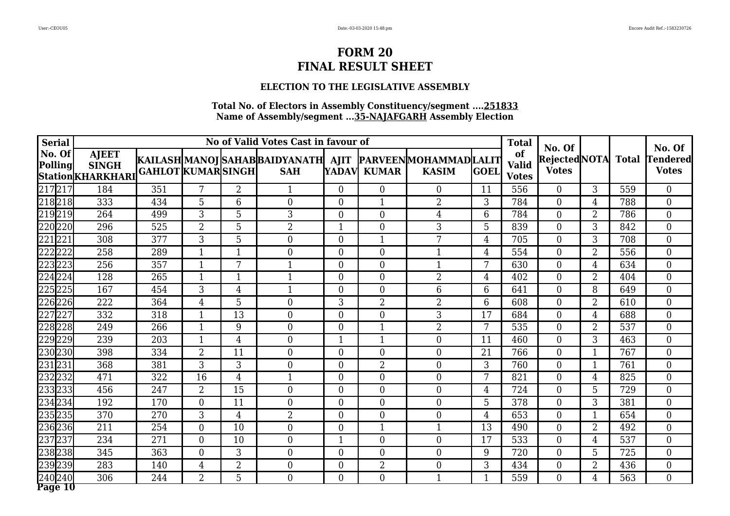# FORM 20
# FINAL RESULT SHEET

### ELECTION TO THE LEGISLATIVE ASSEMBLY

**Total No. of Electors in Assembly Constituency/segment ....251833**
**Name of Assembly/segment ...35-NAJAFGARH Assembly Election**

| Serial No. Of Polling Station | | No of Valid Votes Cast in favour of | | | | | | | | | Total of Valid Votes | No. Of Rejected Votes | NOTA | Total | No. Of Tendered Votes |
|---|---|---|---|---|---|---|---|---|---|---|---|---|---|---|---|
| | | AJEET SINGH KHARKHARI | KAILASH GAHLOT | MANOJ KUMAR | SAHAB SINGH | BAIDYANATH SAH | AJIT YADAV | PARVEEN KUMAR | MOHAMMAD KASIM | LALIT GOEL | | | | | |
| 217 | 217 | 184 | 351 | 7 | 2 | 1 | 0 | 0 | 0 | 11 | 556 | 0 | 3 | 559 | 0 |
| 218 | 218 | 333 | 434 | 5 | 6 | 0 | 0 | 1 | 2 | 3 | 784 | 0 | 4 | 788 | 0 |
| 219 | 219 | 264 | 499 | 3 | 5 | 3 | 0 | 0 | 4 | 6 | 784 | 0 | 2 | 786 | 0 |
| 220 | 220 | 296 | 525 | 2 | 5 | 2 | 1 | 0 | 3 | 5 | 839 | 0 | 3 | 842 | 0 |
| 221 | 221 | 308 | 377 | 3 | 5 | 0 | 0 | 1 | 7 | 4 | 705 | 0 | 3 | 708 | 0 |
| 222 | 222 | 258 | 289 | 1 | 1 | 0 | 0 | 0 | 1 | 4 | 554 | 0 | 2 | 556 | 0 |
| 223 | 223 | 256 | 357 | 1 | 7 | 1 | 0 | 0 | 1 | 7 | 630 | 0 | 4 | 634 | 0 |
| 224 | 224 | 128 | 265 | 1 | 1 | 1 | 0 | 0 | 2 | 4 | 402 | 0 | 2 | 404 | 0 |
| 225 | 225 | 167 | 454 | 3 | 4 | 1 | 0 | 0 | 6 | 6 | 641 | 0 | 8 | 649 | 0 |
| 226 | 226 | 222 | 364 | 4 | 5 | 0 | 3 | 2 | 2 | 6 | 608 | 0 | 2 | 610 | 0 |
| 227 | 227 | 332 | 318 | 1 | 13 | 0 | 0 | 0 | 3 | 17 | 684 | 0 | 4 | 688 | 0 |
| 228 | 228 | 249 | 266 | 1 | 9 | 0 | 0 | 1 | 2 | 7 | 535 | 0 | 2 | 537 | 0 |
| 229 | 229 | 239 | 203 | 1 | 4 | 0 | 1 | 1 | 0 | 11 | 460 | 0 | 3 | 463 | 0 |
| 230 | 230 | 398 | 334 | 2 | 11 | 0 | 0 | 0 | 0 | 21 | 766 | 0 | 1 | 767 | 0 |
| 231 | 231 | 368 | 381 | 3 | 3 | 0 | 0 | 2 | 0 | 3 | 760 | 0 | 1 | 761 | 0 |
| 232 | 232 | 471 | 322 | 16 | 4 | 1 | 0 | 0 | 0 | 7 | 821 | 0 | 4 | 825 | 0 |
| 233 | 233 | 456 | 247 | 2 | 15 | 0 | 0 | 0 | 0 | 4 | 724 | 0 | 5 | 729 | 0 |
| 234 | 234 | 192 | 170 | 0 | 11 | 0 | 0 | 0 | 0 | 5 | 378 | 0 | 3 | 381 | 0 |
| 235 | 235 | 370 | 270 | 3 | 4 | 2 | 0 | 0 | 0 | 4 | 653 | 0 | 1 | 654 | 0 |
| 236 | 236 | 211 | 254 | 0 | 10 | 0 | 0 | 1 | 1 | 13 | 490 | 0 | 2 | 492 | 0 |
| 237 | 237 | 234 | 271 | 0 | 10 | 0 | 1 | 0 | 0 | 17 | 533 | 0 | 4 | 537 | 0 |
| 238 | 238 | 345 | 363 | 0 | 3 | 0 | 0 | 0 | 0 | 9 | 720 | 0 | 5 | 725 | 0 |
| 239 | 239 | 283 | 140 | 4 | 2 | 0 | 0 | 2 | 0 | 3 | 434 | 0 | 2 | 436 | 0 |
| 240 | 240 | 306 | 244 | 2 | 5 | 0 | 0 | 0 | 1 | 1 | 559 | 0 | 4 | 563 | 0 |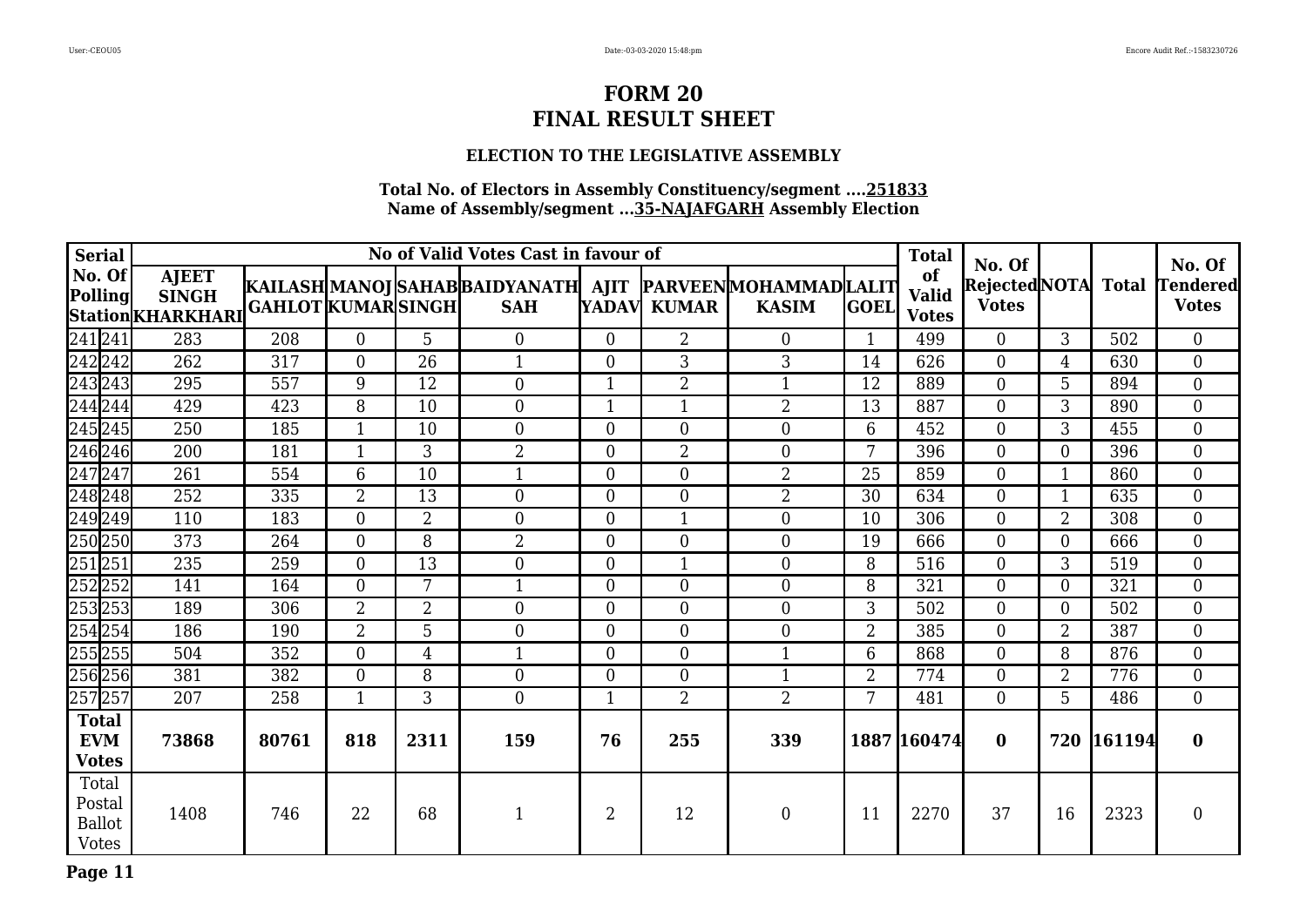# FORM 20
# FINAL RESULT SHEET

### ELECTION TO THE LEGISLATIVE ASSEMBLY

**Total No. of Electors in Assembly Constituency/segment ....251833**
**Name of Assembly/segment ...35-NAJAFGARH Assembly Election**

| Serial No. Of Polling Station | | No of Valid Votes Cast in favour of | | | | | | | | | Total of Valid Votes | No. Of Rejected Votes | NOTA | Total | No. Of Tendered Votes |
|---|---|---|---|---|---|---|---|---|---|---|---|---|---|---|---|
| | | AJEET SINGH KHARKHARI | KAILASH GAHLOT | MANOJ KUMAR | SAHAB SINGH | BAIDYANATH SAH | AJIT YADAV | PARVEEN KUMAR | MOHAMMAD KASIM | LALIT GOEL | | | | | |
| 241 | 241 | 283 | 208 | 0 | 5 | 0 | 0 | 2 | 0 | 1 | 499 | 0 | 3 | 502 | 0 |
| 242 | 242 | 262 | 317 | 0 | 26 | 1 | 0 | 3 | 3 | 14 | 626 | 0 | 4 | 630 | 0 |
| 243 | 243 | 295 | 557 | 9 | 12 | 0 | 1 | 2 | 1 | 12 | 889 | 0 | 5 | 894 | 0 |
| 244 | 244 | 429 | 423 | 8 | 10 | 0 | 1 | 1 | 2 | 13 | 887 | 0 | 3 | 890 | 0 |
| 245 | 245 | 250 | 185 | 1 | 10 | 0 | 0 | 0 | 0 | 6 | 452 | 0 | 3 | 455 | 0 |
| 246 | 246 | 200 | 181 | 1 | 3 | 2 | 0 | 2 | 0 | 7 | 396 | 0 | 0 | 396 | 0 |
| 247 | 247 | 261 | 554 | 6 | 10 | 1 | 0 | 0 | 2 | 25 | 859 | 0 | 1 | 860 | 0 |
| 248 | 248 | 252 | 335 | 2 | 13 | 0 | 0 | 0 | 2 | 30 | 634 | 0 | 1 | 635 | 0 |
| 249 | 249 | 110 | 183 | 0 | 2 | 0 | 0 | 1 | 0 | 10 | 306 | 0 | 2 | 308 | 0 |
| 250 | 250 | 373 | 264 | 0 | 8 | 2 | 0 | 0 | 0 | 19 | 666 | 0 | 0 | 666 | 0 |
| 251 | 251 | 235 | 259 | 0 | 13 | 0 | 0 | 1 | 0 | 8 | 516 | 0 | 3 | 519 | 0 |
| 252 | 252 | 141 | 164 | 0 | 7 | 1 | 0 | 0 | 0 | 8 | 321 | 0 | 0 | 321 | 0 |
| 253 | 253 | 189 | 306 | 2 | 2 | 0 | 0 | 0 | 0 | 3 | 502 | 0 | 0 | 502 | 0 |
| 254 | 254 | 186 | 190 | 2 | 5 | 0 | 0 | 0 | 0 | 2 | 385 | 0 | 2 | 387 | 0 |
| 255 | 255 | 504 | 352 | 0 | 4 | 1 | 0 | 0 | 1 | 6 | 868 | 0 | 8 | 876 | 0 |
| 256 | 256 | 381 | 382 | 0 | 8 | 0 | 0 | 0 | 1 | 2 | 774 | 0 | 2 | 776 | 0 |
| 257 | 257 | 207 | 258 | 1 | 3 | 0 | 1 | 2 | 2 | 7 | 481 | 0 | 5 | 486 | 0 |
| **Total EVM Votes** | | **73868** | **80761** | **818** | **2311** | **159** | **76** | **255** | **339** | **1887** | **160474** | **0** | **720** | **161194** | **0** |
| Total Postal Ballot Votes | | 1408 | 746 | 22 | 68 | 1 | 2 | 12 | 0 | 11 | 2270 | 37 | 16 | 2323 | 0 |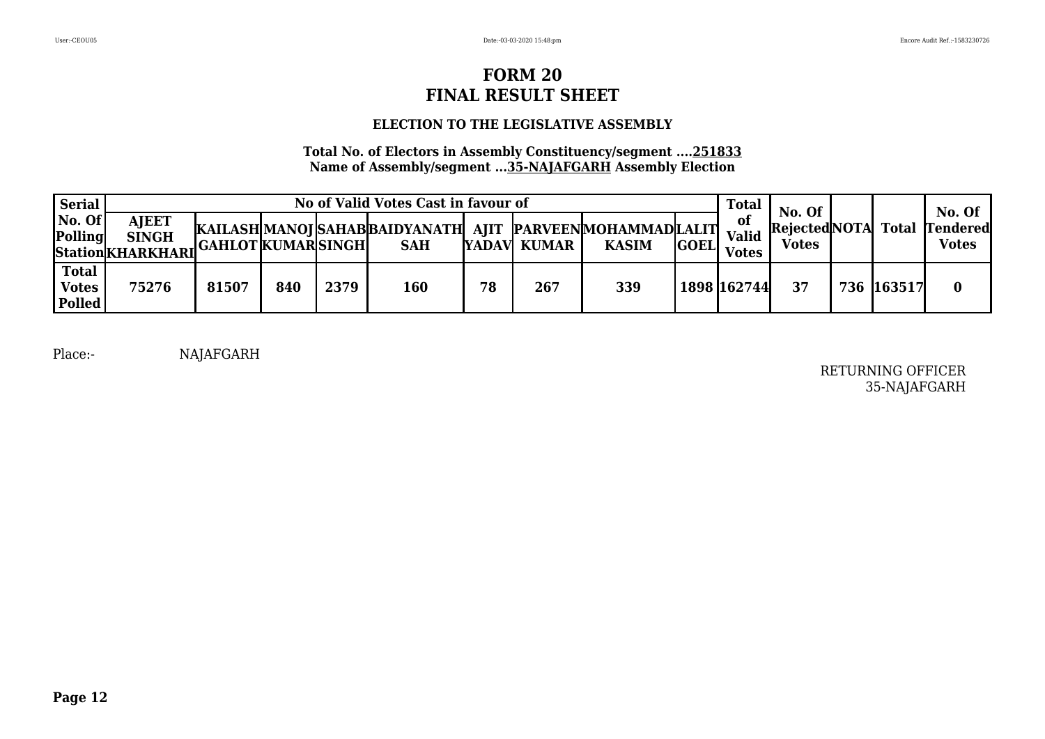# FORM 20
# FINAL RESULT SHEET

### ELECTION TO THE LEGISLATIVE ASSEMBLY

**Total No. of Electors in Assembly Constituency/segment ....251833**
**Name of Assembly/segment ...35-NAJAFGARH Assembly Election**

| Serial No. Of Polling Station | No of Valid Votes Cast in favour of | | | | | | | | | Total of Valid Votes | No. Of Rejected Votes | NOTA | Total | No. Of Tendered Votes |
|---|---|---|---|---|---|---|---|---|---|---|---|---|---|---|
| | AJEET SINGH KHARKHARI | KAILASH GAHLOT | MANOJ KUMAR | SAHAB SINGH | BAIDYANATH SAH | AJIT YADAV | PARVEEN KUMAR | MOHAMMAD KASIM | LALIT GOEL | | | | | |
| **Total Votes Polled** | **75276** | **81507** | **840** | **2379** | **160** | **78** | **267** | **339** | **1898** | **162744** | **37** | **736** | **163517** | **0** |

Place:- NAJAFGARH

RETURNING OFFICER
35-NAJAFGARH